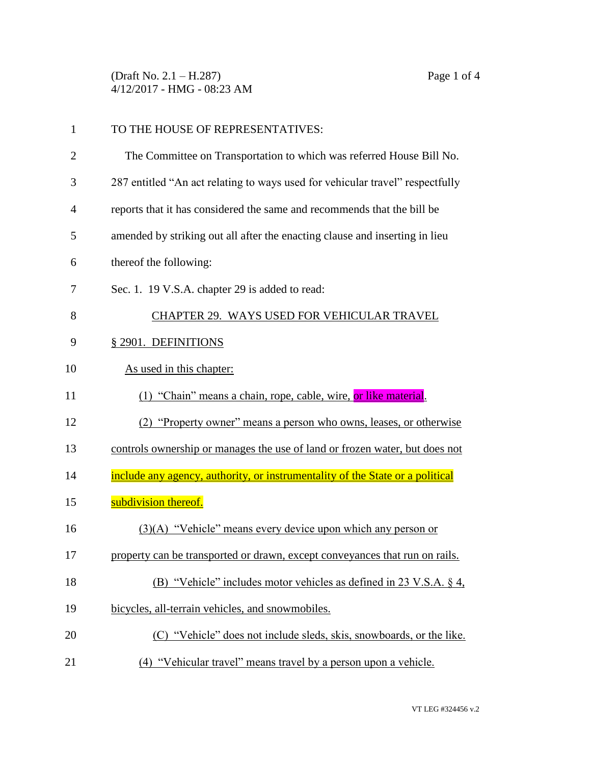TO THE HOUSE OF REPRESENTATIVES:

The Committee on Transportation to which was referred House Bill No. 287 entitled "An act relating to ways used for vehicular travel" respectfully reports that it has considered the same and recommends that the bill be amended by striking out all after the enacting clause and inserting in lieu thereof the following:

Sec. 1. 19 V.S.A. chapter 29 is added to read:

CHAPTER 29. WAYS USED FOR VEHICULAR TRAVEL

§ 2901. DEFINITIONS

As used in this chapter:

(1) "Chain" means a chain, rope, cable, wire, or like material.

(2) "Property owner" means a person who owns, leases, or otherwise controls ownership or manages the use of land or frozen water, but does not include any agency, authority, or instrumentality of the State or a political subdivision thereof.

(3)(A) "Vehicle" means every device upon which any person or property can be transported or drawn, except conveyances that run on rails.

(B) "Vehicle" includes motor vehicles as defined in 23 V.S.A. § 4, bicycles, all-terrain vehicles, and snowmobiles.

(C) "Vehicle" does not include sleds, skis, snowboards, or the like.

(4) "Vehicular travel" means travel by a person upon a vehicle.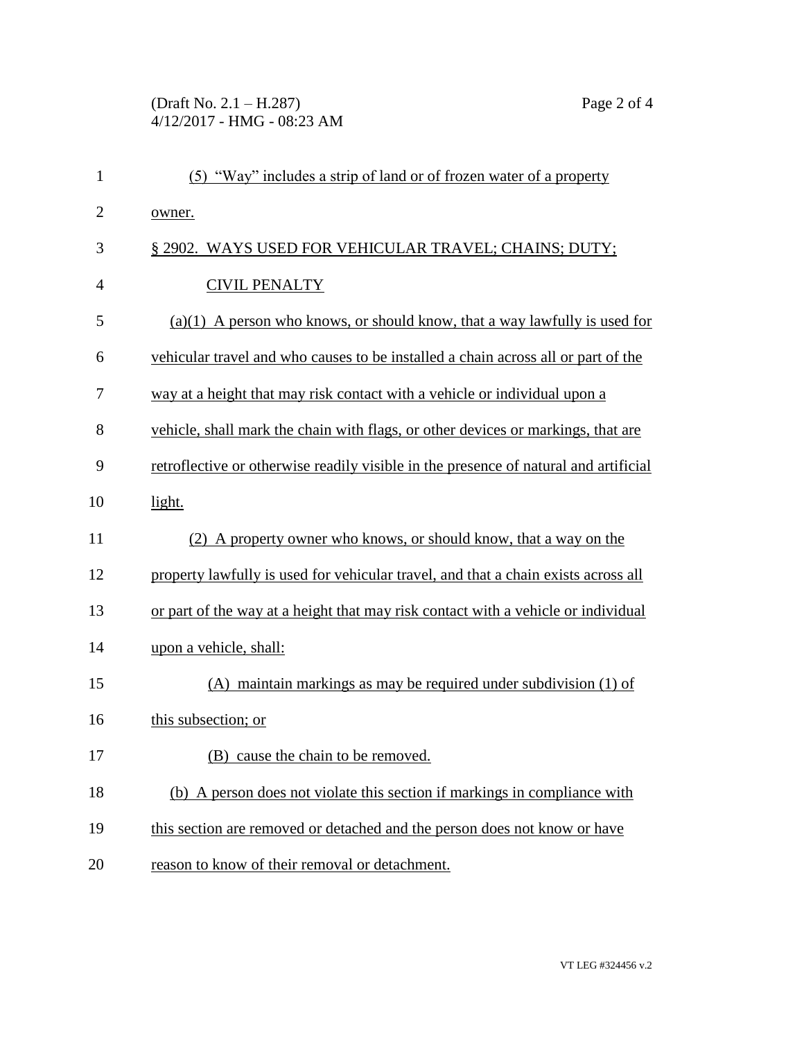(5) "Way" includes a strip of land or of frozen water of a property owner.

## § 2902. WAYS USED FOR VEHICULAR TRAVEL; CHAINS; DUTY; CIVIL PENALTY

(a)(1) A person who knows, or should know, that a way lawfully is used for vehicular travel and who causes to be installed a chain across all or part of the way at a height that may risk contact with a vehicle or individual upon a vehicle, shall mark the chain with flags, or other devices or markings, that are retroflective or otherwise readily visible in the presence of natural and artificial light.

(2) A property owner who knows, or should know, that a way on the property lawfully is used for vehicular travel, and that a chain exists across all or part of the way at a height that may risk contact with a vehicle or individual upon a vehicle, shall:

(A) maintain markings as may be required under subdivision (1) of this subsection; or

(B) cause the chain to be removed.

(b) A person does not violate this section if markings in compliance with this section are removed or detached and the person does not know or have reason to know of their removal or detachment.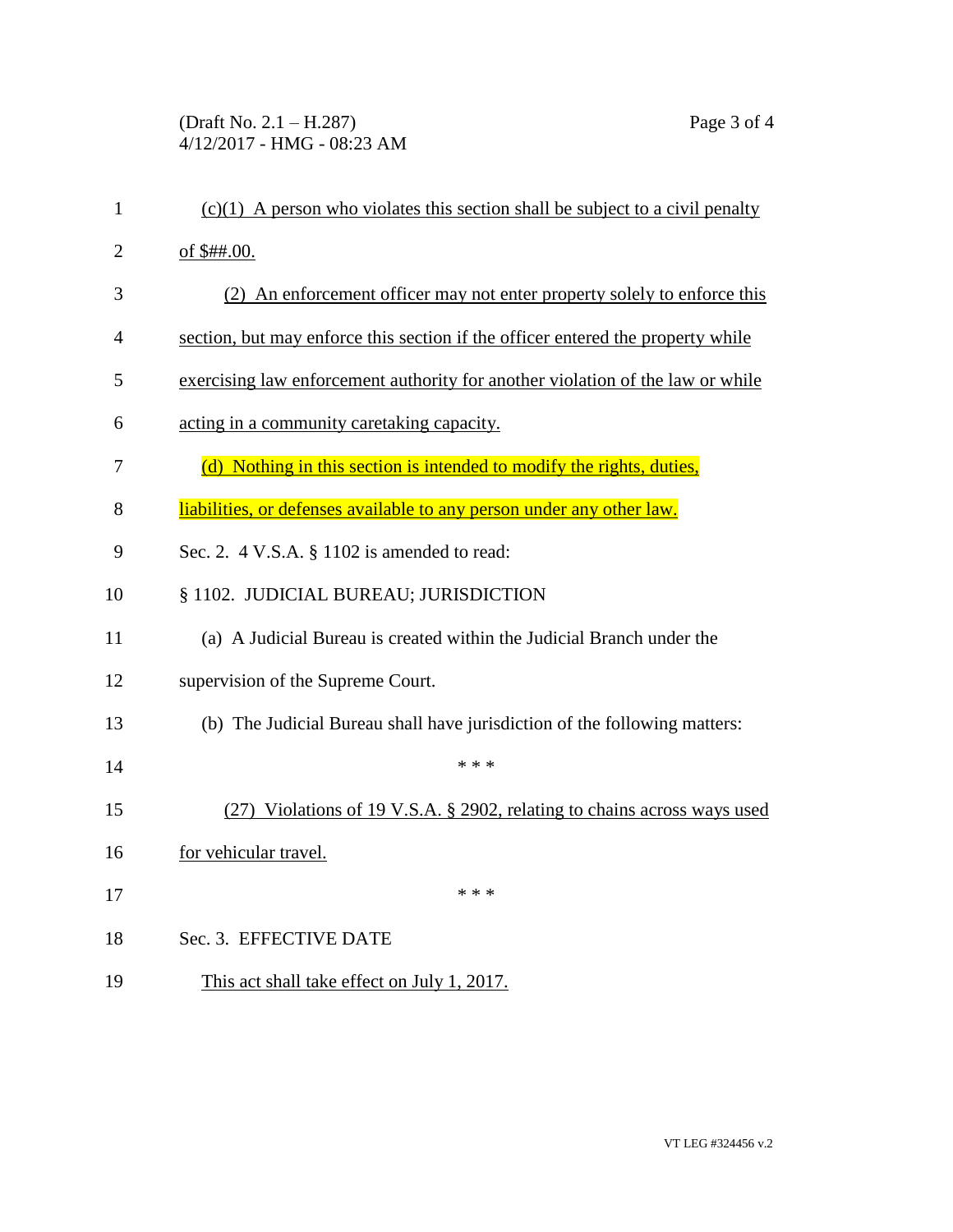(c)(1) A person who violates this section shall be subject to a civil penalty of $##.00.

(2) An enforcement officer may not enter property solely to enforce this section, but may enforce this section if the officer entered the property while exercising law enforcement authority for another violation of the law or while acting in a community caretaking capacity.

(d) Nothing in this section is intended to modify the rights, duties, liabilities, or defenses available to any person under any other law.

Sec. 2. 4 V.S.A. § 1102 is amended to read:

§ 1102. JUDICIAL BUREAU; JURISDICTION

(a) A Judicial Bureau is created within the Judicial Branch under the supervision of the Supreme Court.

(b) The Judicial Bureau shall have jurisdiction of the following matters:

\* \* \*

(27) Violations of 19 V.S.A. § 2902, relating to chains across ways used for vehicular travel.

\* \* \*

Sec. 3. EFFECTIVE DATE

This act shall take effect on July 1, 2017.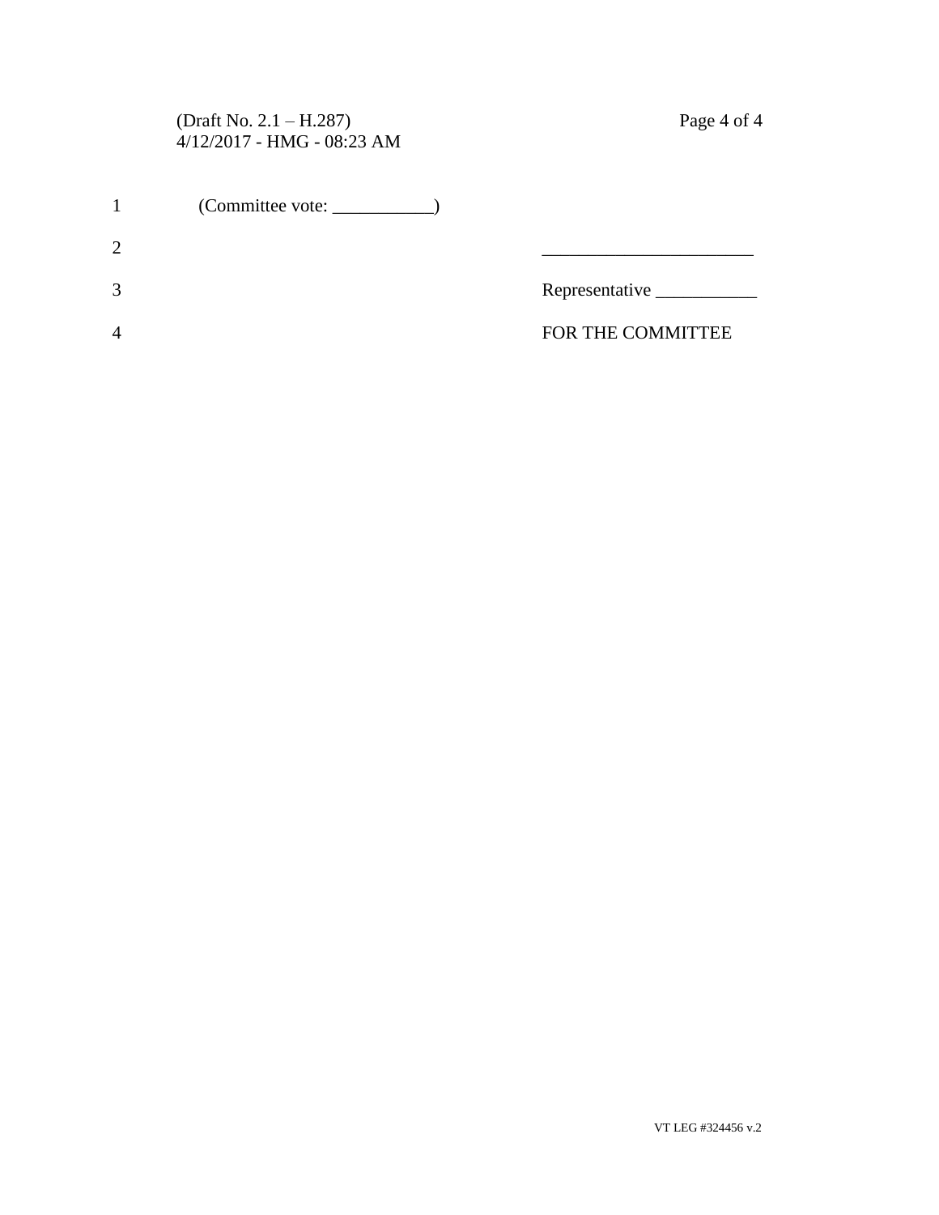(Committee vote: ___________)

_______________________

Representative ___________

FOR THE COMMITTEE